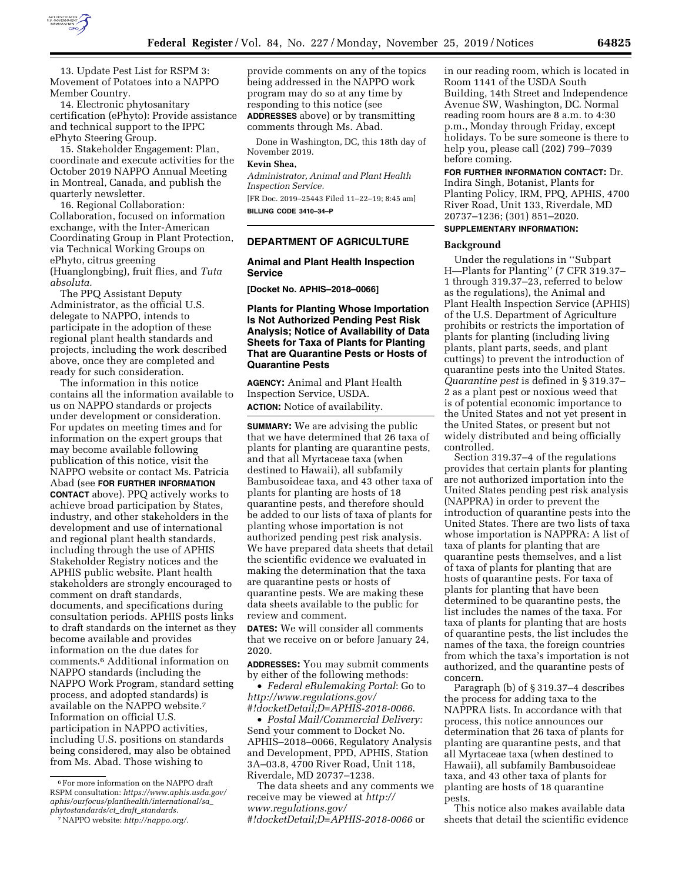13. Update Pest List for RSPM 3: Movement of Potatoes into a NAPPO Member Country.

14. Electronic phytosanitary certification (ePhyto): Provide assistance and technical support to the IPPC ePhyto Steering Group.

15. Stakeholder Engagement: Plan, coordinate and execute activities for the October 2019 NAPPO Annual Meeting in Montreal, Canada, and publish the quarterly newsletter.

16. Regional Collaboration: Collaboration, focused on information exchange, with the Inter-American Coordinating Group in Plant Protection, via Technical Working Groups on ePhyto, citrus greening (Huanglongbing), fruit flies, and *Tuta absoluta.*

The PPQ Assistant Deputy Administrator, as the official U.S. delegate to NAPPO, intends to participate in the adoption of these regional plant health standards and projects, including the work described above, once they are completed and ready for such consideration.

The information in this notice contains all the information available to us on NAPPO standards or projects under development or consideration. For updates on meeting times and for information on the expert groups that may become available following publication of this notice, visit the NAPPO website or contact Ms. Patricia Abad (see **FOR FURTHER INFORMATION CONTACT** above). PPQ actively works to achieve broad participation by States, industry, and other stakeholders in the development and use of international and regional plant health standards, including through the use of APHIS Stakeholder Registry notices and the APHIS public website. Plant health stakeholders are strongly encouraged to comment on draft standards, documents, and specifications during consultation periods. APHIS posts links to draft standards on the internet as they become available and provides information on the due dates for comments.[6] Additional information on NAPPO standards (including the NAPPO Work Program, standard setting process, and adopted standards) is available on the NAPPO website.[7] Information on official U.S. participation in NAPPO activities, including U.S. positions on standards being considered, may also be obtained from Ms. Abad. Those wishing to provide comments on any of the topics being addressed in the NAPPO work program may do so at any time by responding to this notice (see **ADDRESSES** above) or by transmitting comments through Ms. Abad.

Done in Washington, DC, this 18th day of November 2019.

**Kevin Shea,**

*Administrator, Animal and Plant Health Inspection Service.*

[FR Doc. 2019–25443 Filed 11–22–19; 8:45 am]

**BILLING CODE 3410–34–P**

[6] For more information on the NAPPO draft RSPM consultation: *https://www.aphis.usda.gov/aphis/ourfocus/planthealth/international/sa_phytostandards/ct_draft_standards.*

[7] NAPPO website: *http://nappo.org/.*

## DEPARTMENT OF AGRICULTURE

### Animal and Plant Health Inspection Service

**[Docket No. APHIS–2018–0066]**

### Plants for Planting Whose Importation Is Not Authorized Pending Pest Risk Analysis; Notice of Availability of Data Sheets for Taxa of Plants for Planting That are Quarantine Pests or Hosts of Quarantine Pests

**AGENCY:** Animal and Plant Health Inspection Service, USDA.

**ACTION:** Notice of availability.

**SUMMARY:** We are advising the public that we have determined that 26 taxa of plants for planting are quarantine pests, and that all Myrtaceae taxa (when destined to Hawaii), all subfamily Bambusoideae taxa, and 43 other taxa of plants for planting are hosts of 18 quarantine pests, and therefore should be added to our lists of taxa of plants for planting whose importation is not authorized pending pest risk analysis. We have prepared data sheets that detail the scientific evidence we evaluated in making the determination that the taxa are quarantine pests or hosts of quarantine pests. We are making these data sheets available to the public for review and comment.

**DATES:** We will consider all comments that we receive on or before January 24, 2020.

**ADDRESSES:** You may submit comments by either of the following methods:

- *Federal eRulemaking Portal*: Go to *http://www.regulations.gov/#!docketDetail;D=APHIS-2018-0066*.
- *Postal Mail/Commercial Delivery:* Send your comment to Docket No. APHIS–2018–0066, Regulatory Analysis and Development, PPD, APHIS, Station 3A–03.8, 4700 River Road, Unit 118, Riverdale, MD 20737–1238.

The data sheets and any comments we receive may be viewed at *http://www.regulations.gov/#!docketDetail;D=APHIS-2018-0066* or in our reading room, which is located in Room 1141 of the USDA South Building, 14th Street and Independence Avenue SW, Washington, DC. Normal reading room hours are 8 a.m. to 4:30 p.m., Monday through Friday, except holidays. To be sure someone is there to help you, please call (202) 799–7039 before coming.

**FOR FURTHER INFORMATION CONTACT:** Dr. Indira Singh, Botanist, Plants for Planting Policy, IRM, PPQ, APHIS, 4700 River Road, Unit 133, Riverdale, MD 20737–1236; (301) 851–2020.

**SUPPLEMENTARY INFORMATION:**

### Background

Under the regulations in ''Subpart H—Plants for Planting'' (7 CFR 319.37–1 through 319.37–23, referred to below as the regulations), the Animal and Plant Health Inspection Service (APHIS) of the U.S. Department of Agriculture prohibits or restricts the importation of plants for planting (including living plants, plant parts, seeds, and plant cuttings) to prevent the introduction of quarantine pests into the United States. *Quarantine pest* is defined in § 319.37–2 as a plant pest or noxious weed that is of potential economic importance to the United States and not yet present in the United States, or present but not widely distributed and being officially controlled.

Section 319.37–4 of the regulations provides that certain plants for planting are not authorized importation into the United States pending pest risk analysis (NAPPRA) in order to prevent the introduction of quarantine pests into the United States. There are two lists of taxa whose importation is NAPPRA: A list of taxa of plants for planting that are quarantine pests themselves, and a list of taxa of plants for planting that are hosts of quarantine pests. For taxa of plants for planting that have been determined to be quarantine pests, the list includes the names of the taxa. For taxa of plants for planting that are hosts of quarantine pests, the list includes the names of the taxa, the foreign countries from which the taxa's importation is not authorized, and the quarantine pests of concern.

Paragraph (b) of § 319.37–4 describes the process for adding taxa to the NAPPRA lists. In accordance with that process, this notice announces our determination that 26 taxa of plants for planting are quarantine pests, and that all Myrtaceae taxa (when destined to Hawaii), all subfamily Bambusoideae taxa, and 43 other taxa of plants for planting are hosts of 18 quarantine pests.

This notice also makes available data sheets that detail the scientific evidence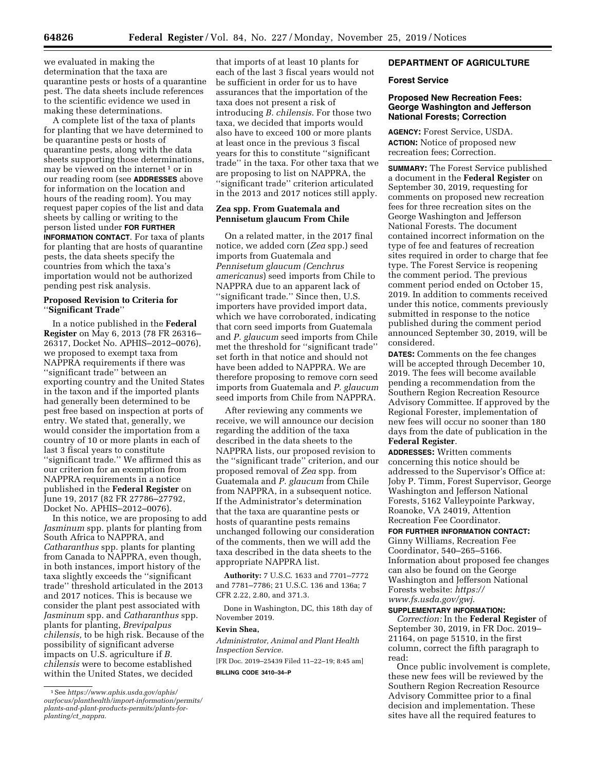we evaluated in making the determination that the taxa are quarantine pests or hosts of a quarantine pest. The data sheets include references to the scientific evidence we used in making these determinations.

A complete list of the taxa of plants for planting that we have determined to be quarantine pests or hosts of quarantine pests, along with the data sheets supporting those determinations, may be viewed on the internet [1] or in our reading room (see **ADDRESSES** above for information on the location and hours of the reading room). You may request paper copies of the list and data sheets by calling or writing to the person listed under **FOR FURTHER INFORMATION CONTACT**. For taxa of plants for planting that are hosts of quarantine pests, the data sheets specify the countries from which the taxa's importation would not be authorized pending pest risk analysis.

### Proposed Revision to Criteria for ''Significant Trade''

In a notice published in the **Federal Register** on May 6, 2013 (78 FR 26316–26317, Docket No. APHIS–2012–0076), we proposed to exempt taxa from NAPPRA requirements if there was ''significant trade'' between an exporting country and the United States in the taxon and if the imported plants had generally been determined to be pest free based on inspection at ports of entry. We stated that, generally, we would consider the importation from a country of 10 or more plants in each of last 3 fiscal years to constitute ''significant trade.'' We affirmed this as our criterion for an exemption from NAPPRA requirements in a notice published in the **Federal Register** on June 19, 2017 (82 FR 27786–27792, Docket No. APHIS–2012–0076).

In this notice, we are proposing to add *Jasminum* spp. plants for planting from South Africa to NAPPRA, and *Catharanthus* spp. plants for planting from Canada to NAPPRA, even though, in both instances, import history of the taxa slightly exceeds the ''significant trade'' threshold articulated in the 2013 and 2017 notices. This is because we consider the plant pest associated with *Jasminum* spp. and *Catharanthus* spp. plants for planting, *Brevipalpus chilensis,* to be high risk. Because of the possibility of significant adverse impacts on U.S. agriculture if *B. chilensis* were to become established within the United States, we decided that imports of at least 10 plants for each of the last 3 fiscal years would not be sufficient in order for us to have assurances that the importation of the taxa does not present a risk of introducing *B. chilensis*. For those two taxa, we decided that imports would also have to exceed 100 or more plants at least once in the previous 3 fiscal years for this to constitute ''significant trade'' in the taxa. For other taxa that we are proposing to list on NAPPRA, the ''significant trade'' criterion articulated in the 2013 and 2017 notices still apply.

### Zea spp. From Guatemala and Pennisetum glaucum From Chile

On a related matter, in the 2017 final notice, we added corn (*Zea* spp.) seed imports from Guatemala and *Pennisetum glaucum (Cenchrus americanus*) seed imports from Chile to NAPPRA due to an apparent lack of ''significant trade.'' Since then, U.S. importers have provided import data, which we have corroborated, indicating that corn seed imports from Guatemala and *P. glaucum* seed imports from Chile met the threshold for ''significant trade'' set forth in that notice and should not have been added to NAPPRA. We are therefore proposing to remove corn seed imports from Guatemala and *P. glaucum* seed imports from Chile from NAPPRA.

After reviewing any comments we receive, we will announce our decision regarding the addition of the taxa described in the data sheets to the NAPPRA lists, our proposed revision to the ''significant trade'' criterion, and our proposed removal of *Zea* spp. from Guatemala and *P. glaucum* from Chile from NAPPRA, in a subsequent notice. If the Administrator's determination that the taxa are quarantine pests or hosts of quarantine pests remains unchanged following our consideration of the comments, then we will add the taxa described in the data sheets to the appropriate NAPPRA list.

**Authority:** 7 U.S.C. 1633 and 7701–7772 and 7781–7786; 21 U.S.C. 136 and 136a; 7 CFR 2.22, 2.80, and 371.3.

Done in Washington, DC, this 18th day of November 2019.

**Kevin Shea,**

*Administrator, Animal and Plant Health Inspection Service.*

[FR Doc. 2019–25439 Filed 11–22–19; 8:45 am]

**BILLING CODE 3410–34–P**

[1] See *https://www.aphis.usda.gov/aphis/ourfocus/planthealth/import-information/permits/plants-and-plant-products-permits/plants-for-planting/ct_nappra.*

## DEPARTMENT OF AGRICULTURE

### Forest Service

### Proposed New Recreation Fees: George Washington and Jefferson National Forests; Correction

**AGENCY:** Forest Service, USDA.

**ACTION:** Notice of proposed new recreation fees; Correction.

**SUMMARY:** The Forest Service published a document in the **Federal Register** on September 30, 2019, requesting for comments on proposed new recreation fees for three recreation sites on the George Washington and Jefferson National Forests. The document contained incorrect information on the type of fee and features of recreation sites required in order to charge that fee type. The Forest Service is reopening the comment period. The previous comment period ended on October 15, 2019. In addition to comments received under this notice, comments previously submitted in response to the notice published during the comment period announced September 30, 2019, will be considered.

**DATES:** Comments on the fee changes will be accepted through December 10, 2019. The fees will become available pending a recommendation from the Southern Region Recreation Resource Advisory Committee. If approved by the Regional Forester, implementation of new fees will occur no sooner than 180 days from the date of publication in the **Federal Register**.

**ADDRESSES:** Written comments concerning this notice should be addressed to the Supervisor's Office at: Joby P. Timm, Forest Supervisor, George Washington and Jefferson National Forests, 5162 Valleypointe Parkway, Roanoke, VA 24019, Attention Recreation Fee Coordinator.

**FOR FURTHER INFORMATION CONTACT:** Ginny Williams, Recreation Fee Coordinator, 540–265–5166. Information about proposed fee changes can also be found on the George Washington and Jefferson National Forests website: *https://www.fs.usda.gov/gwj.*

**SUPPLEMENTARY INFORMATION:**

*Correction:* In the **Federal Register** of September 30, 2019, in FR Doc. 2019–21164, on page 51510, in the first column, correct the fifth paragraph to read:

Once public involvement is complete, these new fees will be reviewed by the Southern Region Recreation Resource Advisory Committee prior to a final decision and implementation. These sites have all the required features to